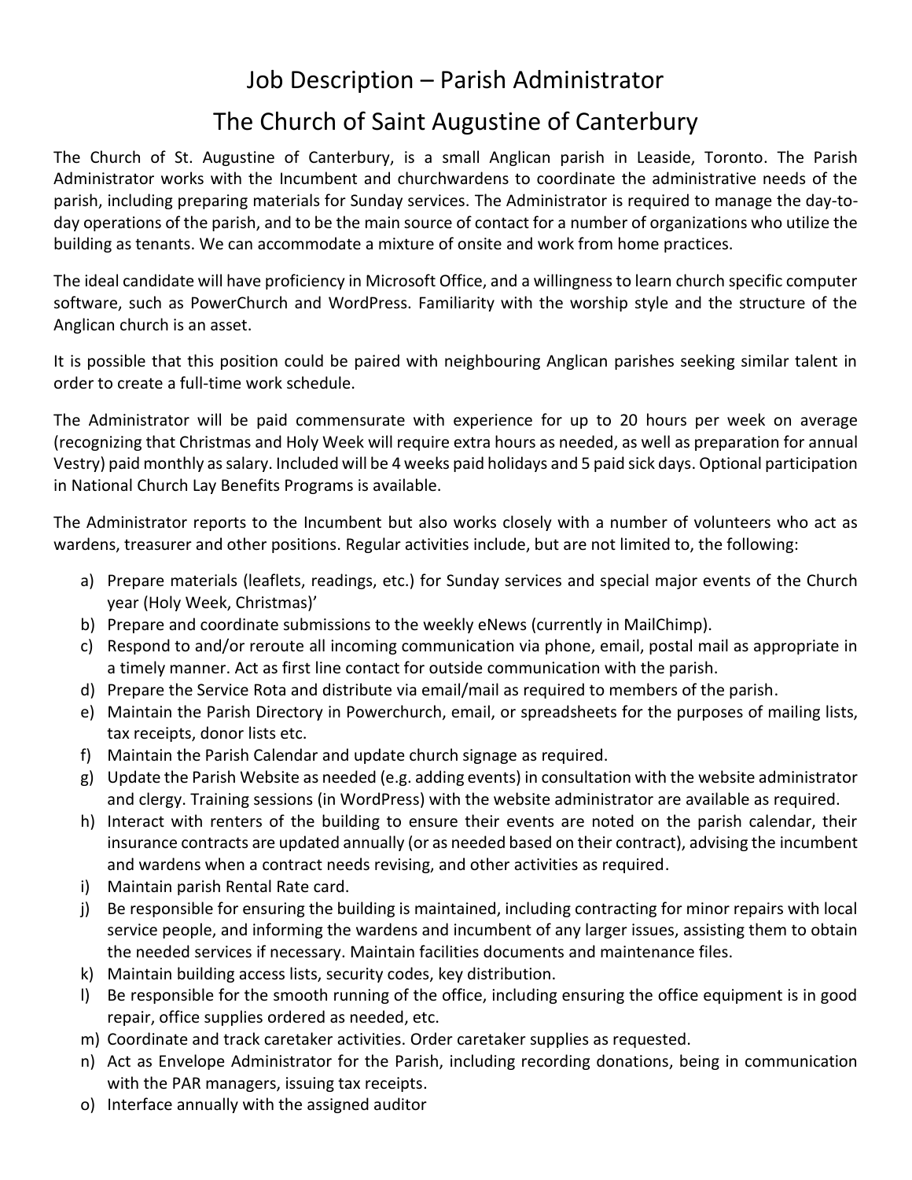# Job Description – Parish Administrator

# The Church of Saint Augustine of Canterbury

The Church of St. Augustine of Canterbury, is a small Anglican parish in Leaside, Toronto. The Parish Administrator works with the Incumbent and churchwardens to coordinate the administrative needs of the parish, including preparing materials for Sunday services. The Administrator is required to manage the day-to-day operations of the parish, and to be the main source of contact for a number of organizations who utilize the building as tenants. We can accommodate a mixture of onsite and work from home practices.

The ideal candidate will have proficiency in Microsoft Office, and a willingness to learn church specific computer software, such as PowerChurch and WordPress. Familiarity with the worship style and the structure of the Anglican church is an asset.

It is possible that this position could be paired with neighbouring Anglican parishes seeking similar talent in order to create a full-time work schedule.

The Administrator will be paid commensurate with experience for up to 20 hours per week on average (recognizing that Christmas and Holy Week will require extra hours as needed, as well as preparation for annual Vestry) paid monthly as salary. Included will be 4 weeks paid holidays and 5 paid sick days. Optional participation in National Church Lay Benefits Programs is available.

The Administrator reports to the Incumbent but also works closely with a number of volunteers who act as wardens, treasurer and other positions. Regular activities include, but are not limited to, the following:

a) Prepare materials (leaflets, readings, etc.) for Sunday services and special major events of the Church year (Holy Week, Christmas)'
b) Prepare and coordinate submissions to the weekly eNews (currently in MailChimp).
c) Respond to and/or reroute all incoming communication via phone, email, postal mail as appropriate in a timely manner. Act as first line contact for outside communication with the parish.
d) Prepare the Service Rota and distribute via email/mail as required to members of the parish.
e) Maintain the Parish Directory in Powerchurch, email, or spreadsheets for the purposes of mailing lists, tax receipts, donor lists etc.
f) Maintain the Parish Calendar and update church signage as required.
g) Update the Parish Website as needed (e.g. adding events) in consultation with the website administrator and clergy. Training sessions (in WordPress) with the website administrator are available as required.
h) Interact with renters of the building to ensure their events are noted on the parish calendar, their insurance contracts are updated annually (or as needed based on their contract), advising the incumbent and wardens when a contract needs revising, and other activities as required.
i) Maintain parish Rental Rate card.
j) Be responsible for ensuring the building is maintained, including contracting for minor repairs with local service people, and informing the wardens and incumbent of any larger issues, assisting them to obtain the needed services if necessary. Maintain facilities documents and maintenance files.
k) Maintain building access lists, security codes, key distribution.
l) Be responsible for the smooth running of the office, including ensuring the office equipment is in good repair, office supplies ordered as needed, etc.
m) Coordinate and track caretaker activities. Order caretaker supplies as requested.
n) Act as Envelope Administrator for the Parish, including recording donations, being in communication with the PAR managers, issuing tax receipts.
o) Interface annually with the assigned auditor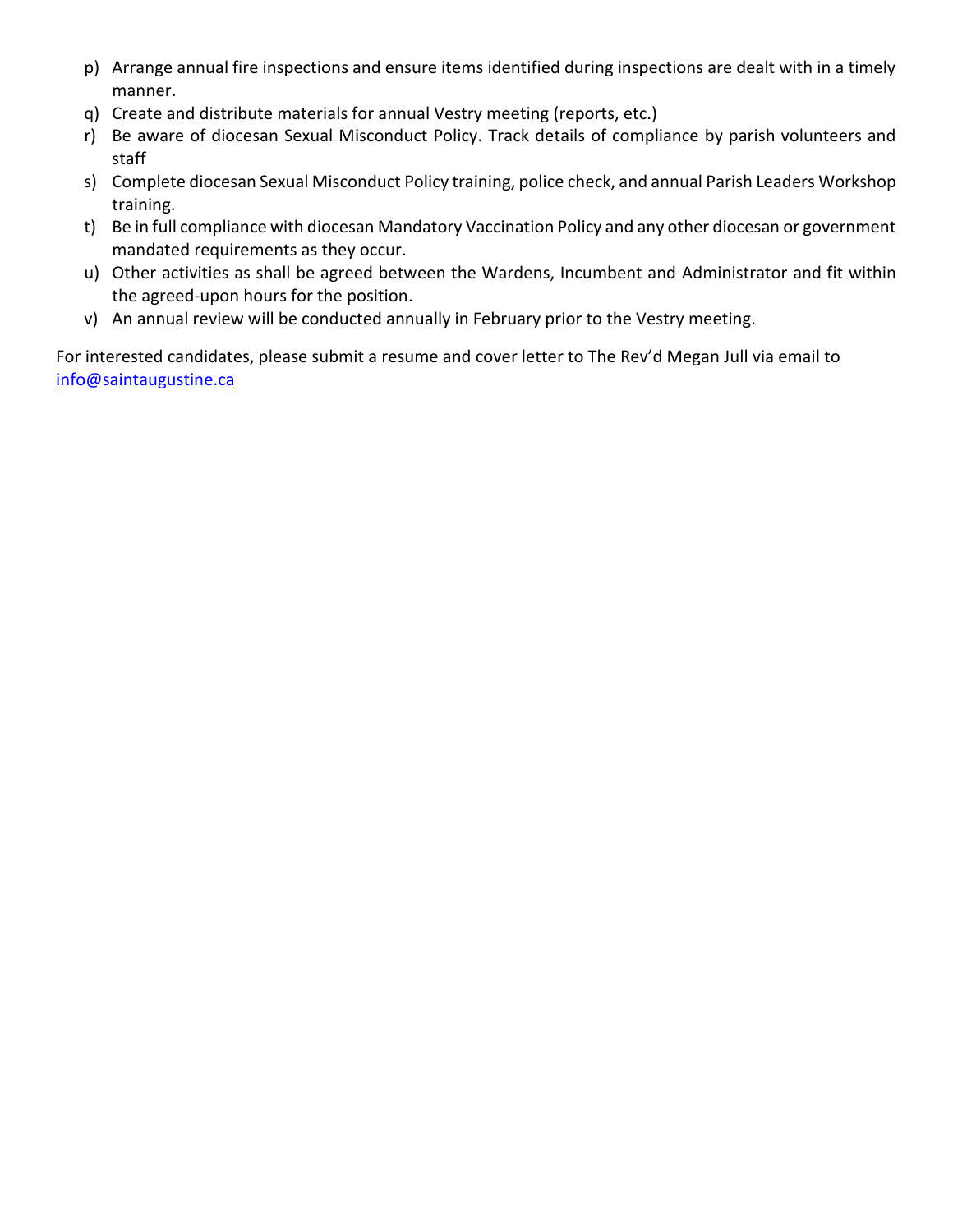p) Arrange annual fire inspections and ensure items identified during inspections are dealt with in a timely manner.
q) Create and distribute materials for annual Vestry meeting (reports, etc.)
r) Be aware of diocesan Sexual Misconduct Policy. Track details of compliance by parish volunteers and staff
s) Complete diocesan Sexual Misconduct Policy training, police check, and annual Parish Leaders Workshop training.
t) Be in full compliance with diocesan Mandatory Vaccination Policy and any other diocesan or government mandated requirements as they occur.
u) Other activities as shall be agreed between the Wardens, Incumbent and Administrator and fit within the agreed-upon hours for the position.
v) An annual review will be conducted annually in February prior to the Vestry meeting.

For interested candidates, please submit a resume and cover letter to The Rev'd Megan Jull via email to [info@saintaugustine.ca](mailto:info@saintaugustine.ca)